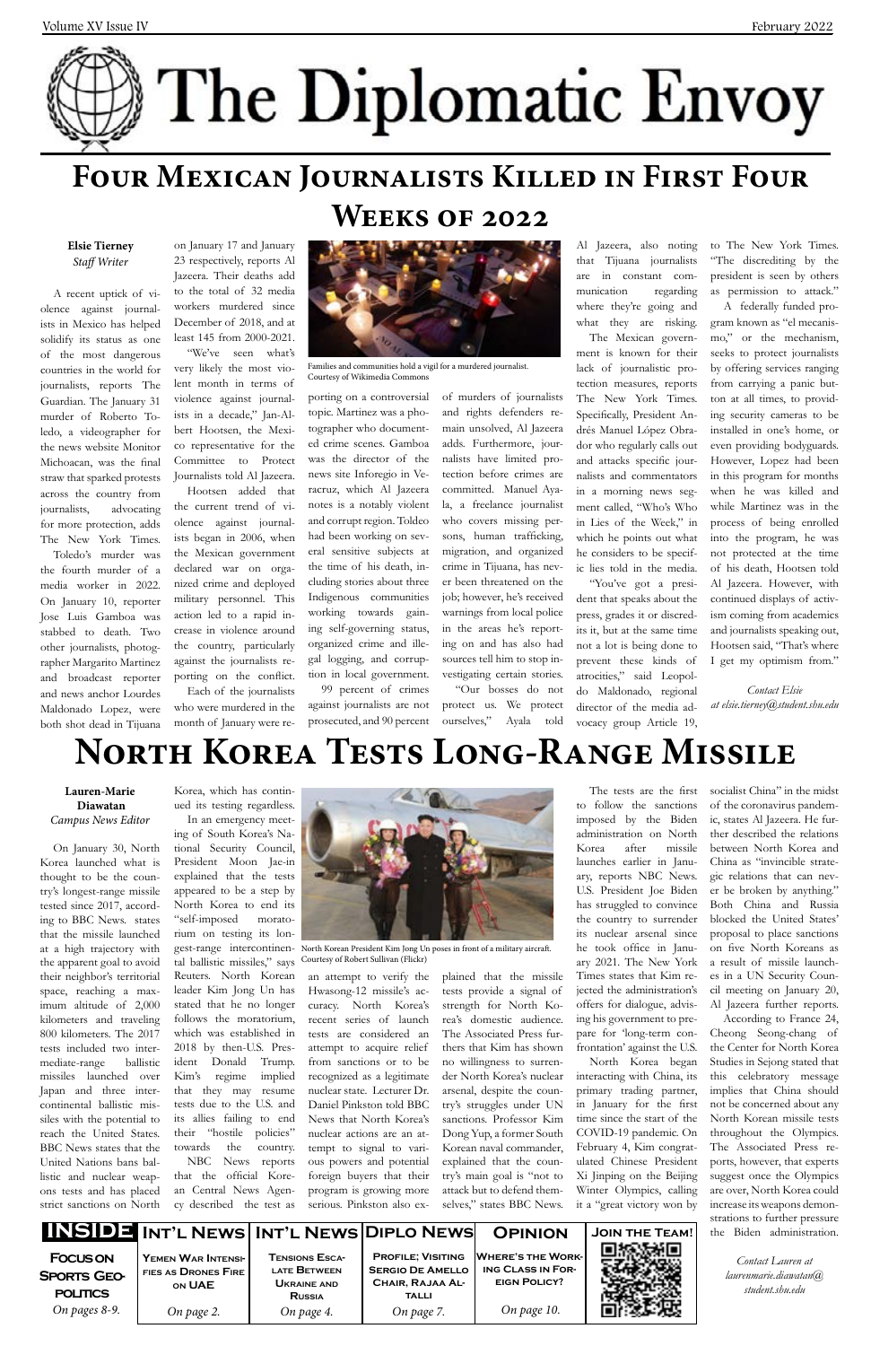# The Diplomatic Envoy

## Four Mexican Journalists Killed in First Four Weeks of 2022

**Elsie Tierney**
*Staff Writer*

A recent uptick of violence against journalists in Mexico has helped solidify its status as one of the most dangerous countries in the world for journalists, reports The Guardian. The January 31 murder of Roberto Toledo, a videographer for the news website Monitor Michoacan, was the final straw that sparked protests across the country from journalists, advocating for more protection, adds The New York Times.

Toledo's murder was the fourth murder of a media worker in 2022. On January 10, reporter Jose Luis Gamboa was stabbed to death. Two other journalists, photographer Margarito Martinez and broadcast reporter and news anchor Lourdes Maldonado Lopez, were both shot dead in Tijuana on January 17 and January 23 respectively, reports Al Jazeera. Their deaths add to the total of 32 media workers murdered since December of 2018, and at least 145 from 2000-2021.

"We've seen what's very likely the most violent month in terms of violence against journalists in a decade," Jan-Albert Hootsen, the Mexico representative for the Committee to Protect Journalists told Al Jazeera.

Hootsen added that the current trend of violence against journalists began in 2006, when the Mexican government declared war on organized crime and deployed military personnel. This action led to a rapid increase in violence around the country, particularly against the journalists reporting on the conflict.

Each of the journalists who were murdered in the month of January were reporting on a controversial topic. Martinez was a photographer who documented crime scenes. Gamboa was the director of the news site Inforegio in Veracruz, notes which Al Jazeera notes is a notably violent and corrupt region. Toldeo had been working on several sensitive subjects at the time of his death, including stories about three Indigenous communities working towards gaining self-governing status, organized crime and illegal logging, and corruption in local government.

Families and communities hold a vigil for a murdered journalist. Courtesy of Wikimedia Commons

99 percent of crimes against journalists are not prosecuted, and 90 percent of murders of journalists and rights defenders remain unsolved, Al Jazeera adds. Furthermore, journalists have limited protection before crimes are committed. Manuel Ayala, a freelance journalist who covers missing persons, human trafficking, migration, and organized crime in Tijuana, has never been threatened on the job; however, he's received warnings from local police in the areas he's reporting on and has also had sources tell him to stop investigating certain stories.

"Our bosses do not protect us. We protect ourselves," Ayala told Al Jazeera, also noting that Tijuana journalists are in constant communication regarding where they're going and what they are risking.

The Mexican government is known for their lack of journalistic protection measures, reports The New York Times. Specifically, President Andrés Manuel López Obrador who regularly calls out and attacks specific journalists and commentators in a morning news segment called, "Who's Who in Lies of the Week," in which he points out what he considers to be specific lies told in the media.

"You've got a president that speaks about the press, grades it or discredits it, but at the same time not a lot is being done to prevent these kinds of atrocities," said Leopoldo Maldonado, regional director of the media advocacy group Article 19, to The New York Times. "The discrediting by the president is seen by others as permission to attack."

A federally funded program known as "el mecanismo," or the mechanism, seeks to protect journalists by offering services ranging from carrying a panic button at all times, to providing security cameras to be installed in one's home, or even providing bodyguards. However, Lopez had been in this program for months when he was killed and while Martinez was in the process of being enrolled into the program, he was not protected at the time of his death, Hootsen told Al Jazeera. However, with continued displays of activism coming from academics and journalists speaking out, Hootsen said, "That's where I get my optimism from."

*Contact Elsie at elsie.tierney@student.shu.edu*

## North Korea Tests Long-Range Missile

**Lauren-Marie Diawatan**
*Campus News Editor*

On January 30, North Korea launched what is thought to be the country's longest-range missile tested since 2017, according to BBC News. states that the missile launched at a high trajectory with the apparent goal to avoid their neighbor's territorial space, reaching a maximum altitude of 2,000 kilometers and traveling 800 kilometers. The 2017 tests included two intermediate-range ballistic missiles launched over Japan and three intercontinental ballistic missiles with the potential to reach the United States. BBC News states that the United Nations bans ballistic and nuclear weapons tests and has placed strict sanctions on North Korea, which has continued its testing regardless.

In an emergency meeting of South Korea's National Security Council, President Moon Jae-in explained that the tests appeared to be a step by North Korea to end its "self-imposed moratorium on testing its longer-range intercontinental ballistic missiles," says Reuters. North Korean leader Kim Jong Un has stated that he no longer follows the moratorium, which was established in 2018 by then-U.S. President Donald Trump. Kim's regime implied that they may resume tests due to the U.S. and its allies failing to end their "hostile policies" towards the country.

NBC News reports that the official Korean Central News Agency described the test as an attempt to verify the Hwasong-12 missile's accuracy. North Korea's recent series of launch tests are considered an attempt to acquire relief from sanctions or to be recognized as a legitimate nuclear state. Lecturer Dr. Daniel Pinkston told BBC News that North Korea's nuclear actions are an attempt to signal to various powers and potential foreign buyers that their program is growing more serious. Pinkston also explained that the missile tests provide a signal of strength for North Korea's domestic audience.

North Korean President Kim Jong Un poses in front of a military aircraft. Courtesy of Robert Sullivan (Flickr)

The Associated Press furthers that Kim has shown no willingness to surrender North Korea's nuclear arsenal, despite the country's struggles under UN sanctions. Professor Kim Dong Yup, a former South Korean naval commander, explained that the country's main goal is "not to attack but to defend themselves," states BBC News.

The tests are the first to follow the sanctions imposed by the Biden administration on North Korea after missile launches earlier in January, reports NBC News. U.S. President Joe Biden has struggled to convince the country to surrender its nuclear arsenal since he took office in January 2021. The New York Times states that Kim rejected the administration's offers for dialogue, advising his government to prepare for 'long-term confrontation' against the U.S.

North Korea began interacting with China, its primary trading partner, in January for the first time since the start of the COVID-19 pandemic. On February 4, Kim congratulated Chinese President Xi Jinping on the Beijing Winter Olympics, calling it a "great victory won by socialist China" in the midst of the coronavirus pandemic, states Al Jazeera. He further described the relations between North Korea and China as "invincible strategic relations that can never be broken by anything." Both China and Russia blocked the United States' proposal to place sanctions on five North Koreans as a result of missile launches in a UN Security Council meeting on January 20, Al Jazeera further reports.

According to France 24, Cheong Seong-chang of the Center for North Korea Studies in Sejong stated that this celebratory message implies that China should not be concerned about any North Korean missile tests throughout the Olympics. The Associated Press reports, however, that experts suggest once the Olympics are over, North Korea could increase its weapons demonstrations to further pressure the Biden administration.

*Contact Lauren at laurenmarie.diawatan@student.shu.edu*

---

**INSIDE**

| | Int'l News | Int'l News | Diplo News | Opinion | Join the Team! |
|---|---|---|---|---|---|
| **Focus on Sports Geopolitics** *On pages 8-9.* | **Yemen War Intensifies as Drones Fire on UAE** *On page 2.* | **Tensions Escalate Between Ukraine and Russia** *On page 4.* | **Profile; Visiting Sergio De Amello Chair, Rajaa Altalli** *On page 7.* | **Where's the Working Class in Foreign Policy?** *On page 10.* | |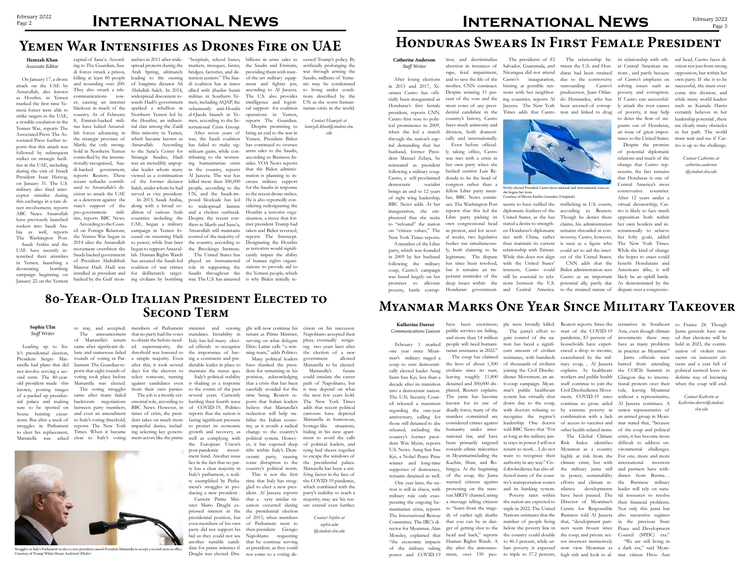# Yemen War Intensifies as Drones Fire on UAE

**Hamzah Khan**
*Associate Editor*

On January 17, a drone attack on the UAE by Ansarullah, also known as Houthis, in Yemen marked the first time Yemeni forces were able to strike targets in the UAE, a notable escalation in the Yemen War, reports The Associated Press. The Associated Press further reports that this attack was followed by subsequent strikes on strategic facilities in the UAE, including during the visit of Israeli President Isaac Herzog, on January 31. The U.S. military also fired interceptor missiles during this exchange in a rare direct involvement, reports ABC News. Ansarullah have previously launched rockets into Saudi Arabia as well, reports The Washington Post.

Saudi Arabia and the UAE have recently intensified their airstrikes in Yemen, launching a devastating bombing campaign beginning on January 22 on the Yemeni capital of Sana'a. According to The Guardian, Saudi forces struck a prison, killing at least 80 people and wounding over 200. They also struck a telecommunications tower, causing an internet blackout in much of the country. As of February 8, Emirati-backed militias have halted Ansarullah forces advancing in the strategic province of Marib, the only stronghold in Northern Yemen controlled by the internationally-recognized, Saudi-backed government, reports Reuters. These recent setbacks contributed to Ansarullah's decision to attack the UAE as a deterrent against the state's support of the pro-government militias, reports BBC News.

According to the Council on Foreign Relations, the Yemen War began in 2014 after the Ansarullah movement overthrew the Saudi-backed government of President Abdrabbuh Mansur Hadi. Hadi was installed as president and backed by the Gulf monarchies in 2011 after widespread protests during the Arab Spring, ultimately leading to the ousting of longtime dictator Ali Abdullah Saleh. In 2014, widespread discontent towards Hadi's government sparked a rebellion in Northern Yemen led by the Houthis, an influential clan among the Zaidi Shia minority in Yemen, which became known as Ansarullah. According to the Sana'a Center for Strategic Studies, Hadi was an incredibly unpopular leader whom many viewed as a continuation of the former dictator Saleh, under whom he had served as vice president.

In 2015, Saudi Arabia, along with a broad coalition of various Arab countries including the UAE, began a military campaign in Yemen focused on returning Hadi to power, while Iran later began to support Ansarullah. Human Rights Watch has accused the Saudi-led coalition of war crimes for deliberately targeting civilians by bombing "hospitals, school buses, markets, mosques, farms, bridges, factories, and detention centers." The Saudi coalition has at times allied with jihadist Sunni militias in Southern Yemen, including AQAP, the vehemently anti-Houthi al-Qaeda branch in Yemen, according to the International Crisis Group.

After seven years of war, the Saudi coalition has failed to make significant gains, while contributing to the worsening humanitarian crisis in the country, reports Al Jazeera. The war has killed more than 300,000 people, according to the UN, and the Saudi-imposed blockade has led to widespread famine and a cholera outbreak. Despite the recent conflicts in Marib and Sana'a, Ansarullah still maintains control of the majority of the country, according to the Brookings Institute.

The United States has played an instrumental role in supporting the Saudis throughout the war. The U.S. has amassed billions in arms sales to the Saudis and Emiratis, providing them with state-of-the-art military equipment and fighter jets, according to Al Jazeera. The U.S. also provides intelligence and logistical support for coalition operations in Yemen, reports The Guardian.

Despite promising to bring an end to the war in Yemen, President Biden has continued to oversee arms sales to the Saudis, according to Business Insider. VOA News reports that the Biden administration is planning to increase military support for the Saudis in response to the recent drone strikes. He is also reportedly considering redesignating the Houthis a terrorist organization, a move that former President Trump had taken and Biden reversed, reports The Intercept. Designating the Houthis as terrorists would significantly impair the ability of human rights organizations to provide aid to the Yemeni people, which is why Biden initially reversed Trump's policy. By artificially prolonging the war through arming the Saudis, millions of Yemenis may be condemned to living under conditions described by the UN as the worst humanitarian crisis in the world.

*Contact Hamzah at hamzah.khan@student.shu.edu*

# Honduras Swears In First Female President

**Catherine Anderson**
*Staff Writer*

After losing elections in 2013 and 2017, Xiomara Castro has officially been inaugurated as Honduras's first female president, reports CNN. Castro first rose to political prominence in 2009, when she led a march through the nation's capital demanding that her husband, former President Manuel Zelaya, be reinstated as president following a military coup. Castro, a self-proclaimed democratic socialist brings an end to 12 years of right wing leadership, BBC News adds. At her inauguration, she emphasized that she seeks to "refound" the nation on "citizen values," The New York Times reports.

A member of the Libre party, which was founded in 2009 by her husband following the military coup, Castro's campaign was based largely on her promises to alleviate poverty, battle corruption, and decriminalize abortion in instances of rape, fetal impairment, and to save the life of the mother, CNN continues. Despite winning 51 percent of the vote and the most votes of any presidential candidate in the country's history, Castro faces much animosity and division, both domestically and internationally.

Even before officially taking office, Castro was met with a crisis in her own party when she backed centrist Luis Redonda to be the head of congress rather than a fellow Libre party member, BBC News continues. The Washington Post reports that this led the Libre party picking its own congressional head in protest, and for several weeks, two legislative bodies ran simultaneously, both claiming to be legitimate. The dispute has since been resolved, but it remains an important reminder of the deep issues within the Honduran government.

The presidents of El Salvador, Guatemala, and Nicaragua did not attend Castro's inauguration, hinting at possible tensions with her neighboring countries, reports Al Jazeera. The New York Times adds that Castro seems to have ruffled the diplomatic feathers of the United States, as she has stated a desire to strengthen Honduras's diplomatic ties with China, rather than maintain its current relationship with Taiwan. While this does not align with the United States' interests, Castro could still be essential to relations between the U.S. and Central America.

Newly-elected President Castro faces national and international crises as she begins her term.
Courtesy of Héctor Emilio Gonzalez (Unsplash)

The relationship between the U.S. and Honduras had been strained due to the controversy surrounding Castro's predecessor, Juan Orlando Hernandez, who has been accused of corruption and linked to drug trafficking in U.S. courts, according to Reuters. Though he denies these claims, his administration remains shrouded in controversy. Castro, however, is seen as a figure who could act to aid the interest of the United States.

CNN adds that the Biden administration sees Castro as an important potential ally, partly due to the strained nature of its relationship with other Central American nations, and partly because of Castro's emphasis on solving issues such as poverty and corruption. If Castro can successfully attack the root causes of poverty, it may help to deter the flow of migrants out of Honduras, an issue of great importance to the United States.

Despite the promise of potential diplomatic relations and much of the change that Castro represents, the fact remains that Honduras is one of Central America's most conservative countries. After 12 years under a virtual dictatorship, Castro is likely to face much opposition both within her own borders and internationally to achieve her lofty goals, added The New York Times. While the kind of change she hopes to enact could benefit Hondurans and Americans alike, it will likely be an uphill battle. As demonstrated by the dispute over a congressional head, Castro faces division not just from strong opposition, but within her own party. If she is to be successful, she must overcome this division, and while many world leaders such as Kamala Harris certainly believes in her leadership potential, there are clearly many obstacles in her path. The world must wait and see if Castro is up to the challenge.

*Contact Catherine at catherine.anderson @student.shu.edu*

# 80-Year-Old Italian President Elected to Second Term

**Sophie Ulm**
*Staff Writer*

Leading up to Italy's presidential election, President Sergio Mattarella had plans that did not involve serving a second term. The 80-year-old president made this known, posting images of a packed up presidential palace and making sure to be spotted on house hunting excursions. But after a week of struggles in Parliament to elect his replacement, Mattarella was asked to stay, and accepted.

The announcement of Mattarella's return came after significant debate and numerous failed rounds of voting in Parliament. The Guardian reports that eight rounds of voting took place before Mattarella was elected.

The voting struggles came after many failed backroom negotiations between party members, and even an amendment to Italy's voting threshold, reports The New York Times. When it became clear to Italy's voting members of Parliament that no party had the votes to obtain the before-needed supermajority, the threshold was lowered to a simple majority. Even after this, it took several days for the electors to select someone, turning against candidates even from their own parties.

The job is a mostly ceremonial role, according to BBC News. However, in times of crisis, the president takes on much more impactful duties, including selecting key government actors like the prime minister and vetoing mandates. Instability in Italy has led many elected officials to recognize the importance of having a consistent and predictable leader in place to maintain the status quo.

Italy's political stability is shaking as a response to the events of the past several years. Currently battling their fourth wave of COVID-19, Politico reports that the nation is facing significant pressure to protect its economic growth and recovery, as well as complying with the European Union's post-pandemic investment fund. Another issue lies in the fact that no party has a clear majority in Italy's parliament, a reality exemplified by Parliament's struggles in producing a new president.

Current Prime Minister Mario Draghi expressed interest in the presidential position, but even members of his own party did not support his bid as they could not see another suitable candidate for prime minister if Draghi was elected. Draghi will now continue his tenure as Prime Minister, serving on what delegate Dino Latini calls "a winning team," adds Politico.

Many political leaders have thanked the president for remaining in his position, acknowledging that a crisis that has been carefully avoided for the time being. Reuters reports that Italian leaders believe that Mattarella's reelection will help stabilize the Italian economy, as it avoids a radical change to the country's political system. However, it has exposed deep rifts within Italy's Democratic party, causing some disruption to the country's political norm.

This is not the first time that Italy has struggled to elect a new president. Al Jazeera reports that a very similar situation occurred during the presidential election of 2013, when members of Parliament went to then-president Giorgio Napolitano requesting that he continue serving as president, as they could not come to a voting decision on his successor. Napolitano accepted their pleas, eventually resigning two years later after the election of a new government allowed Mattarella to be elected.

Mattarella's future could emulate the career path of Napolitano, but it may depend on what the next few years hold. The New York Times adds that recent political cartoons have depicted Mattarella in humorous, hostage-like situations, hiding in his new apartment to avoid the calls of political leaders, and tying bed sheets together to escape the windows of the presidential palace. Mattarella has been a unifying factor in the face of the COVID-19 pandemic, which combined with the party's inability to reach a majority, may see his tenure extend even further.

*Contact Sophie at sophie.ulm @student.shu.edu*

Struggles in Italy's Parliament to elect a new president caused President Mattarella to accept a second term in office.
Courtesy of Trump White House Archived (Flickr)

# Myanmar Marks One Year Since Military Takeover

**Katherine Dorrer**
*Communications Liaison*

February 1 marked one year since Myanmar's military staged a coup to oust democratically elected leader Aung Sann Suu Kyi, less than a decade after its transition into a democratic nation. The U.N. Security Council released a statement regarding the one-year anniversary, calling for those still detained to be released, including the country's former president Win Myint, reports U.S. News. Aung San Suu Kyi, a Nobel Peace Prize winner and long-time supporter of democracy, remains detained as well.

One year later, the nation is still in chaos, with military rule only exasperating the ongoing humanitarian crisis, reports The International Rescue Committee. The IRC's director for Myanmar, Alan Moseley, explained that "the economic impacts of the military taking power and COVID-19 have been enormous; public services are failing, and more than 14 million people will need humanitarian assistance in 2022."

The coup has claimed the lives of about 1,500 civilians since its start, leaving roughly 11,800 detained and 300,000 displaced, Reuters explains. The junta has become known for its use of deadly force; many of the murders committed are considered crimes against humanity under international law, and have been primarily targeted towards ethnic minorities in Myanmarincluding the Kachin, Shan, and Rohingya. At the beginning of the coup, the Junta warned citizens against protesting on the state-run MRTV channel, airing a message telling citizens to "learn from the tragedy of earlier ugly deaths that you can be in danger of getting shot to the head and back," reports Human Rights Watch. A day after the announcement, over 150 people were brutally killed.

The junta's effort to gain control of the nation has faced a significant amount of civilian resistance, with hundreds of thousands of civilians joining the Civil Disobedience Movement, an anti-coup campaign. Myanmar's public healthcare system has virtually shut down due to the coup, with doctors refusing to recognize the regime's leadership. One doctor told BBC News that "For as long as the military junta stays in power I will not return to work…I do not want to recognize their authority in any way." Civil disobedience has also affected many of the country's transportation routes and its banking system.

Poverty rates within the nation are expected to triple in 2022. The United Nations estimates that the number of people living below the poverty line in the country could double to 46.3 percent, while urban poverty is expected to triple to 37.2 percent, Reuters reports. Since the start of the COVID-19 pandemic, 83 percent of households have experienced a drop in income, exacerbated by the military coup, , Al Jazeera explains. As healthcare workers and public health staff continue to join the Civil Disobedience Movement, COVID-19 rates continue to grow, aided by extreme poverty in combination with a lack of access to vaccines and other health-related items.

The Global Climate Risk Index identifies Myanmar as a country highly at risk from the climate crisis, but with the military junta still in power, sustainability efforts and climate resilience developments have been paused. The Director of Myanmar's Centre for Responsible Business told Al Jazeera that, "development partners seem frozen since the coup, and private sector investors instinctively now view Myanmar as high risk and look to alternatives in Southeast Asia, even though climate investments there may have as many problems in practice as Myanmar."

Junta officials were barred from attending the COP26 Summit in Glasgow due to international protests over their rule, leaving Myanmar without a representative, Al Jazeera continues. A senior representative of an armed group in Myanmar stated that, "because of the coup and political crisis, it has become more difficult to address environmental challenges. For one, more and more international investors and partners have withdrawn from Burma… the Burmese military leader will rely on natural resources to resolve their financial problems. Not only this junta but also successive regimes in the previous State Peace and Development Council (SPDC) era."

"We are still living in a dark era," said Myanmar citizen Htoo Aun to France 24. Though Junta generals have stated that elections will be held in 2023, the continuation of violent massacres on innocent citizens and a year full of political turmoil leave no definite way of knowing when the coup will end.

*Contact Katherin at katherine.dorrer@student.shu.edu*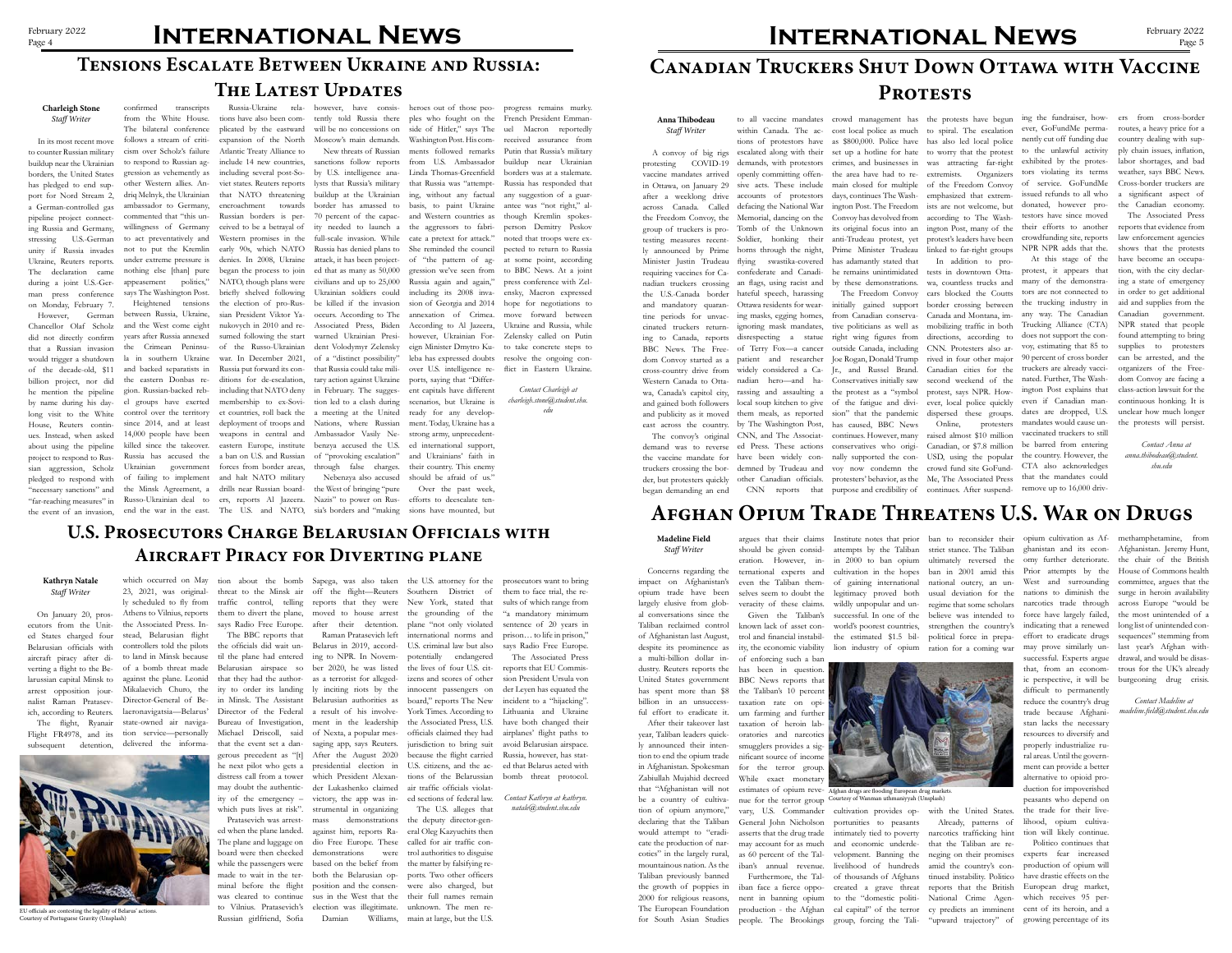# International News

## Tensions Escalate Between Ukraine and Russia: The Latest Updates

**Charleigh Stone**
*Staff Writer*

In its most recent move to counter Russian military buildup near the Ukrainian borders, the United States has pledged to end support for Nord Stream 2, a German-controlled gas pipeline project connecting Russia and Germany, stressing U.S.-German unity if Russia invades Ukraine, Reuters reports. The declaration came during a joint U.S.-German press conference on Monday, February 7.

However, German Chancellor Olaf Scholz did not directly confirm that a Russian invasion would trigger a shutdown of the decade-old, $11 billion project, nor did he mention the pipeline by name during his daylong visit to the White House, Reuters continues. Instead, when asked about using the pipeline project to respond to Russian aggression, Scholz pledged to respond with "necessary sanctions" and "far-reaching measures" in the event of an invasion, confirmed transcripts from the White House.

The bilateral conference follows a stream of criticism over Scholz's failure to respond to Russian aggression as vehemently as other Western allies. Andrij Melnyk, the Ukrainian ambassador to Germany, commented that "this unwillingness of Germany to act preventatively and not to put the Kremlin under extreme pressure is nothing else [than] pure appeasement politics," says The Washington Post.

Heightened tensions between Russia, Ukraine, and the West come eight years after Russia annexed the Crimean Peninsula in southern Ukraine and backed separatists in the eastern Donbas region. Russian-backed rebel groups have exerted control over the territory since 2014, and at least 14,000 people have been killed since the takeover. Russia has accused the Ukrainian government of failing to implement the Minsk Agreement, a Russo-Ukrainian deal to end the war in the east.

Russia-Ukraine relations have also been complicated by the eastward expansion of the North Atlantic Treaty Alliance to include 14 new countries, including several post-Soviet states. Reuters reports that NATO threatening encroachment towards Russian borders is perceived to be a betrayal of Western promises in the early 90s, which NATO denies. In 2008, Ukraine began the process to join NATO, though plans were briefly shelved following the election of pro-Russian President Viktor Yanukovych in 2010 and resumed following the start of the Russo-Ukrainian war. In December 2021, Russia put forward its conditions for de-escalation, including that NATO deny membership to ex-Soviet countries, roll back the deployment of troops and weapons in central and eastern Europe, institute a ban on U.S. and Russian forces from border areas, and halt NATO military drills near Russian borders, reports Al Jazeera. The U.S. and NATO, however, have consistently told Russia there will be no concessions on Moscow's main demands.

New threats of Russian sanctions follow reports by U.S. intelligence analysts that Russia's military buildup at the Ukrainian border has amassed to 70 percent of the capacity needed to launch a full-scale invasion. While Russia has denied plans to attack, it has been projected that as many as 50,000 civilians and up to 25,000 Ukrainian soldiers could be killed if the invasion occurs. According to The Associated Press, Biden warned Ukrainian President Volodymyr Zelensky of a "distinct possibility" that Russia could take military action against Ukraine in February. The suggestion led to a clash during a meeting at the United Nations, where Russian Ambassador Vasily Nebenzya accused the U.S. of "provoking escalation" through false charges.

Nebenzya also accused the West of bringing "pure Nazis" to power on Russia's borders and "making heroes out of those peoples who fought on the side of Hitler," says The Washington Post. His comments followed remarks from U.S. Ambassador Linda Thomas-Greenfield that Russia was "attempting, without any factual basis, to paint Ukraine and Western countries as the aggressors to fabricate a pretext for attack." She reminded the council of "the pattern of aggression we've seen from Russia again and again," including its 2008 invasion of Georgia and 2014 annexation of Crimea.

According to Al Jazeera, however, Ukrainian Foreign Minister Dmytro Kuleba has expressed doubts over U.S. intelligence reports, saying that "Different capitals have different scenarios, but Ukraine is ready for any development. Today, Ukraine has a strong army, unprecedented international support, and Ukrainians' faith in their country. This enemy should be afraid of us."

Over the past week, efforts to deescalate tensions have mounted, but progress remains murky. French President Emmanuel Macron reportedly received assurance from Putin that Russia's military buildup near Ukrainian borders was at a stalemate. Russia has responded that any suggestion of a guarantee was "not right," although Kremlin spokesperson Demitry Peskov noted that troops were expected to return to Russia at some point, according to BBC News. At a joint press conference with Zelensky, Macron expressed hope for negotiations to move forward between Ukraine and Russia, while Zelensky called on Putin to take concrete steps to resolve the ongoing conflict in Eastern Ukraine.

*Contact Charleigh at charleigh.stone@student.shu.edu*

## U.S. Prosecutors Charge Belarusian Officials with Aircraft Piracy for Diverting plane

**Kathryn Natale**
*Staff Writer*

On January 20, prosecutors from the United States charged four Belarusian officials with aircraft piracy after diverting a flight to the Belarussian capital Minsk to arrest opposition journalist Raman Pratasevich, according to Reuters.

The flight, Ryanair Flight FR4978, and its subsequent detention, which occurred on May 23, 2021, was originally scheduled to fly from Athens to Vilnius, reports the Associated Press. Instead, Belarusian flight controllers told the pilots to land in Minsk because of a bomb threat made against the plane. Leonid Mikalaevich Churo, the Director-General of Belaeronavigatsia—Belarus' state-owned air navigation service—personally delivered the information about the bomb threat to the Minsk air traffic control, telling them to divert the plane, says Radio Free Europe.

The BBC reports that the officials did wait until the plane had entered Belarusian airspace so that they had the authority to order its landing in Minsk. The Assistant Director of the Federal Bureau of Investigation, Michael Driscoll, said that the event set a dangerous precedent as "[t]he next pilot who gets a distress call from a tower may doubt the authenticity of the emergency – which puts lives at risk".

Pratasevich was arrested when the plane landed. The plane and luggage on board were then checked while the passengers were made to wait in the terminal before the flight was cleared to continue to Vilnius. Pratasevich's Russian girlfriend, Sofia Sapega, was also taken off the flight—Reuters reports that they were moved to house arrest after their detention.

Raman Pratasevich left Belarus in 2019, according to NPR. In November 2020, he was labeled as a terrorist for allegedly inciting riots by the Belarusian authorities as a result of his involvement in the leadership of Nexta, a popular messaging app, says Reuters. After the August 2020 presidential election in which President Alexander Lukashenko claimed victory, the app was instrumental in organizing mass demonstrations against him, reports Radio Free Europe. Those demonstrations were based on the belief from both the Belarusian opposition and the consensus in the West that the election was illegitimate.

Damian Williams, the U.S. attorney for the Southern District of New York, stated that the grounding of the plane "not only violated international norms and U.S. criminal law but also potentially endangered the lives of four U.S. citizens and scores of other innocent passengers on board," reports The New York Times. According to the Associated Press, U.S. officials claimed they had jurisdiction to bring suit because the flight carried U.S. citizens, and the actions of the Belarussian air traffic officials violated sections of federal law.

The U.S. alleges that the deputy director-general Oleg Kazyuchits then called for air traffic control authorities to disguise the matter by falsifying reports. Two other officers were also charged, but their full names remain unknown. The men remain at large, but the U.S. prosecutors want to bring them to face trial, the results of which range from "a mandatory minimum sentence of 20 years in prison… to life in prison," says Radio Free Europe.

The Associated Press reports that EU Commission President Ursula von der Leyen has equated the incident to a "hijacking". Lithuania and Ukraine have both changed their airplanes' flight paths to avoid Belarusian airspace. Russia, however, has stated that Belarus acted with bomb threat protocol.

*Contact Kathryn at kathryn.natale@student.shu.edu*

EU officials are contesting the legality of Belarus' actions.
Courtesy of Portuguese Gravity (Unsplash)

## Canadian Truckers Shut Down Ottawa with Vaccine Protests

**Anna Thibodeau**
*Staff Writer*

A convoy of big rigs protesting COVID-19 vaccine mandates arrived in Ottawa, on January 29 after a weeklong drive across Canada. Called the Freedom Convoy, the group of truckers is protesting measures recently announced by Prime Minister Justin Trudeau requiring vaccines for Canadian truckers crossing the U.S.-Canada border and mandatory quarantine periods for unvaccinated truckers returning to Canada, reports BBC News. The Freedom Convoy started as a cross-country drive from Western Canada to Ottawa, Canada's capitol city, and gained both followers and publicity as it moved east across the country.

The convoy's original demand was to reverse the vaccine mandate for truckers crossing the border, but protesters quickly began demanding an end to all vaccine mandates within Canada. The actions of protestors have escalated along with their demands, with protestors openly committing offensive acts. These include accounts of protestors defacing the National War Memorial, dancing on the Tomb of the Unknown Soldier, honking their horns through the night, flying swastika-covered confederate and Canadian flags, using racist and hateful speech, harassing Ottawa residents for wearing masks, egging homes, ignoring mask mandates, disrespecting a statue of Terry Fox—a cancer patient and researcher widely considered a Canadian hero—and harassing and assaulting a local soup kitchen to give them meals, as reported by The Washington Post, CNN, and The Associated Press. These actions have been widely condemned by Trudeau and other Canadian officials.

CNN reports that crowd management has cost local police as much as $800,000. Police have set up a hotline for hate crimes, and businesses in the area have had to remain closed for multiple days, continues The Washington Post. The Freedom Convoy has devolved from its original focus into an anti-Trudeau protest, yet Prime Minister Trudeau has adamantly stated that he remains unintimidated by these demonstrations.

The Freedom Convoy initially gained support from Canadian conservative politicians as well as right wing figures from Joe Rogan, Donald Trump Jr., and Russel Brand. Conservatives initially saw the protest as a "symbol of the fatigue and division" that the pandemic has caused, BBC News continues. However, many conservatives who originally supported the convoy now condemn the protesters' behavior, as the purpose and credibility of the protests have begun to spiral. The escalation has also led local police to worry that the protest was attracting far-right extremists. Organizers of the Freedom Convoy emphasized that extremists are not welcome, but according to The Washington Post, many of the protest's leaders have been linked to far-right groups.

In addition to protests in downtown Ottawa, countless trucks and cars blocked the Coutts border crossing between Canada and Montana, immobilizing traffic in both directions, according to CNN. Protesters also arrived in four other major Canadian cities for the second weekend of the protest, says NPR. However, local police quickly dispersed these groups.

Online, protesters raised almost $10 million Canadian, or $7.8 million USD, using the popular crowd fund site GoFundMe, The Associated Press continues. After suspending the fundraiser, however, GoFundMe permanently cut off funding due to the unlawful activity exhibited by the protestors violating its terms of service. GoFundMe issued refunds to all who donated, however protesters have since moved their efforts to another crowdfunding site, reports NPR NPR adds that the.

At this stage of the protest, it appears that many of the demonstrators are not connected to the trucking industry in any way. The Canadian Trucking Alliance (CTA) does not support the convoy, estimating that 85 to 90 percent of cross border truckers are already vaccinated. Further, The Washington Post explains that even if Canadian mandates are dropped, U.S. mandates would cause unvaccinated truckers to still be barred from entering the country. However, the CTA also acknowledges that the mandates could remove up to 16,000 drivers from cross-border routes, a heavy price for a country dealing with supply chain issues, inflation, labor shortages, and bad weather, says BBC News. Cross-border truckers are a significant aspect of the Canadian economy.

The Associated Press reports that evidence from law enforcement agencies shows that the protests have become an occupation, with the city declaring a state of emergency in order to get additional aid and supplies from the Canadian government. NPR stated that people found attempting to bring supplies to protesters can be arrested, and the organizers of the Freedom Convoy are facing a class-action lawsuit for the continuous honking. It is unclear how much longer the protests will persist.

*Contact Anna at anna.thibodeau@student.shu.edu*

## Afghan Opium Trade Threatens U.S. War on Drugs

**Madeline Field**
*Staff Writer*

Concerns regarding the impact on Afghanistan's opium trade have been largely elusive from global conversations since the Taliban reclaimed control of Afghanistan last August, despite its prominence as a multi-billion dollar industry. Reuters reports the United States government has spent more than $8 billion in an unsuccessful effort to eradicate it.

After their takeover last year, Taliban leaders quickly announced their intention to end the opium trade in Afghanistan. Spokesman Zabiullah Mujahid decreed that "Afghanistan will not be a country of cultivation of opium anymore," declaring that the Taliban would attempt to "eradicate the production of narcotics" in the largely rural, mountainous nation. As the Taliban previously banned the growth of poppies in 2000 for religious reasons, The European Foundation for South Asian Studies argues that their claims should be given consideration. However, international experts and even the Taliban themselves seem to doubt the veracity of these claims.

Given the Taliban's known lack of asset control and financial instability, the economic viability of enforcing such a ban has been in question. BBC News reports that the Taliban's 10 percent taxation rate on opium farming and further taxation of heroin laboratories and narcotics smugglers provides a significant source of income for the terror group. While exact monetary estimates of opium revenue for the terror group vary, U.S. Commander General John Nicholson asserts that the drug trade may account for as much as 60 percent of the Taliban's annual revenue.

Furthermore, the Taliban face a fierce opponent in banning opium production - the Afghan people. The Brookings Institute notes that prior attempts by the Taliban in 2000 to ban opium cultivation in the hopes of gaining international legitimacy proved both wildly unpopular and unsuccessful. In one of the world's poorest countries, the estimated $1.5 billion industry of opium cultivation provides opportunities to peasants intimately tied to poverty and economic underdevelopment. Banning the livelihood of hundreds of thousands of Afghans created a grave threat to the "domestic political capital" of the terror group, forcing the Taliban to reconsider their strict stance. The Taliban ultimately reversed the ban in 2001 amid this national outcry, an unusual deviation for the regime that some scholars believe was intended to strengthen the country's political force in preparation for a coming war with the United States.

Afghan drugs are flooding European drug markets.
Courtesy of Wanman uthmaniyyah (Unsplash)

Already, patterns of narcotics trafficking hint that the Taliban are reneging on their promises amid the country's continued instability. Politico reports that the British National Crime Agency predicts an imminent "upward trajectory" of opium cultivation as Afghanistan and its economy further deteriorate. Prior attempts by the West and surrounding nations to diminish the narcotics trade through force have largely failed, indicating that a renewed effort to eradicate drugs may prove similarly unsuccessful. Experts argue that, from an economic perspective, it will be difficult to permanently reduce the country's drug trade because Afghanistan lacks the necessary resources to diversify and properly industrialize rural areas. Until the government can provide a better alternative to opioid production for impoverished peasants who depend on the trade for their livelihood, opium cultivation will likely continue.

Politico continues that experts fear increased production of opium will have drastic effects on the European drug market, which receives 95 percent of its heroin, and a growing percentage of its methamphetamine, from Afghanistan. Jeremy Hunt, the chair of the British House of Commons health committee, argues that the surge in heroin availability across Europe "would be the most unintended of a long list of unintended consequences" stemming from last year's Afghan withdrawal, and would be disastrous for the UK's already burgeoning drug crisis.

*Contact Madeline at madeline.field@student.shu.edu*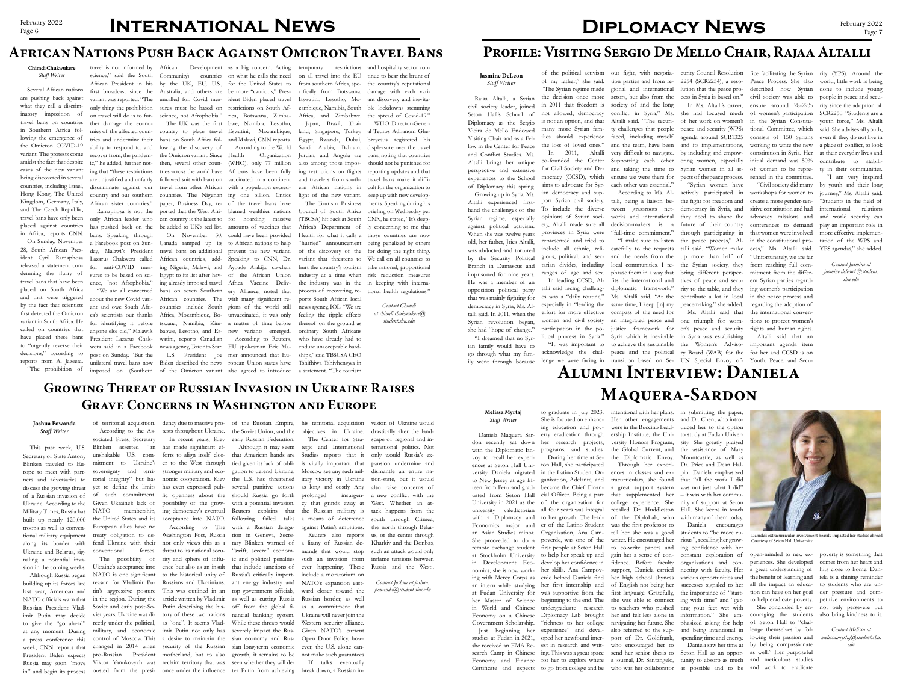# International News

## African Nations Push Back Against Omicron Travel Bans

**Chimdi Chukwukere**
*Staff Writer*

Several African nations are pushing back against what they call a discriminatory imposition of travel bans on countries in Southern Africa following the emergence of the Omicron COVID-19 variant. The protests come amidst the fact that despite cases of the new variant being discovered in several countries, including Israel, Hong Kong, The United Kingdom, Germany, Italy, and The Czech Republic, travel bans have only been placed against countries in Africa, reports CNN.

On Sunday, November 28, South African President Cyril Ramaphosa released a statement condemning the flurry of travel bans that have been placed on South Africa and that were triggered by the fact that scientists first detected the Omicron variant in South Africa. He called on countries that have placed these bans to "urgently reverse their decisions," according to reports from Al Jazeera.

"The prohibition of travel is not informed by science," said the South African President in his first broadcast since the variant was reported. "The only thing the prohibition on travel will do is to further damage the economies of the affected countries and undermine their ability to respond to, and recover from, the pandemic," he added, further noting that "these restrictions are unjustified and unfairly discriminate against our country and our southern African sister countries."

Ramaphosa is not the only African leader who has pushed back on the bans. Speaking through a Facebook post on Sunday, Malawi's President Lazarus Chakwera called for anti-COVID measures to be based on science, "not Afrophobia."

"We are all concerned about the new Covid variant and owe South Africa's scientists our thanks for identifying it before anyone else did," Malawi's President Lazarus Chakwera said in a Facebook post on Sunday. "But the unilateral travel bans now imposed on (Southern African Development Community) countries by the UK, EU, U.S., Australia, and others are uncalled for. Covid measures must be based on science, not Afrophobia."

The UK was the first country to place travel bans on South Africa following the discovery of the Omicron variant. Since then, several other countries across the world have followed suit with bans on travel from other African countries. The Nigerian paper, Business Day, reported that the West African country is the latest to be added to UK's red list.

On November 30, Canada ramped up its travel bans on additional African countries, adding Nigeria, Malawi, and Egypt to its list after having already imposed travel bans on seven Southern African countries. The countries include South Africa, Mozambique, Botswana, Namibia, Zimbabwe, Lesotho, and Eswatini, reports Canadian news agency, Toronto Star.

U.S. President Joe Biden described the news of the Omicron variant as a big concern. Acting on what he calls the need for the United States to be more "cautious," President Biden placed travel restrictions on South Africa, Botswana, Zimbabwe, Namibia, Lesotho, Eswatini, Mozambique, and Malawi, CNN reports.

According to the World Health Organization (WHO), only 77 million Africans have been fully vaccinated in a continent with a population exceeding one billion. Critics of the travel bans have blamed wealthier nations for hoarding massive amounts of vaccines that could have been provided to African nations to help prevent the new variant. Speaking to CNN, Dr. Ayoade Alakija, co-chair of the African Union Africa Vaccine Delivery Alliance, noted that with many significant regions of the world still unvaccinated, it was only a matter of time before new variants emerged.

According to Reuters, EU spokesman Eric Mamer announced that European Union states have also agreed to introduce temporary restrictions on all travel into the EU from southern Africa, specifically from Botswana, Eswatini, Lesotho, Mozambique, Namibia, South Africa, and Zimbabwe.

Japan, Brazil, Thailand, Singapore, Turkey, Egypt, Rwanda, Dubai, Saudi Arabia, Bahrain, Jordan, and Angola are also among those imposing restrictions on flights and travelers from southern African nations in light of the new variant.

The Tourism Business Council of South Africa (TBCSA) hit back at South Africa's Department of Health for what it calls a "hurried" announcement of the discovery of the variant that threatens to hurt the country's tourism industry at a time when the industry was in the process of recovering, reports South African local news agency, IOL. "We are feeling the ripple effects thereof on the ground as ordinary South Africans who have already had to endure unacceptable hardships," said TBSCSA CEO Tshifhiwa Tshivhengwa in a statement. "The tourism and hospitality sector continue to bear the brunt of the country's reputational damage with each variant discovery and inevitable lockdowns stemming the spread of Covid-19."

WHO Director-General Tedros Adhanom Ghebreyesus registered his displeasure over the travel bans, noting that countries should not be punished for reporting updates and that travel bans make it difficult for the organization to keep up with new developments. Speaking during his briefing on Wednesday per CNN, he stated, "It's deeply concerning to me that those countries are now being penalized by others for doing the right thing. We call on all countries to take rational, proportional risk reduction measures in keeping with international health regulations."

*Contact Chimdi at chimdi.chukwukere@student.shu.edu*

## Growing Threat of Russian Invasion in Ukraine Raises Grave Concerns in Washington and Europe

**Joshua Powanda**
*Staff Writer*

This past week, U.S. Secretary of State Antony Blinken traveled to Europe to meet with partners and adversaries to discuss the growing threat of a Russian invasion of Ukraine. According to the Military Times, Russia has built up nearly 120,000 troops as well as conventional military equipment along its border with Ukraine and Belarus, signaling a potential invasion in the coming weeks.

Although Russia began building up its forces late last year, American and NATO officials warn that Russian President Vladimir Putin may decide to give the "go ahead" at any moment. During a press conference this week, CNN reports that President Biden expects Russia may soon "move in" and begin its process of territorial acquisition.

According to the Associated Press, Secretary Blinken asserted "an unshakable U.S. commitment to Ukraine's sovereignty and territorial integrity" but has yet to define the limits of such commitment. Given Ukraine's lack of NATO membership, the United States and its European allies have no treaty obligation to defend Ukraine with their conventional forces.

The possibility of Ukraine's acceptance into NATO is one significant reason for Vladimir Putin's aggressive posture in the region. During the Soviet and early post-Soviet years, Ukraine was directly under the political, military, and economic control of Moscow. This changed in 2014 when pro-Russian President Viktor Yanukovych was ousted from the presidency due to massive protests throughout Ukraine.

In recent years, Kiev has made significant efforts to align itself closer to the West through stronger military and economic cooperation. Kiev has even expressed public openness about the possibility of the growing democracy's eventual acceptance into NATO.

According to the Washington Post, Russia not only views this as a threat to its national security and sphere of influence but also an insult to the historical unity of Russians and Ukrainians. This was outlined in an article written by Vladimir Putin describing the history of these two nations as "one". It seems Vladimir Putin not only has a desire to maintain the security of the Russian motherland, but to also reclaim territory that was once under the influence of the Russian Empire, the Soviet Union, and the early Russian Federation.

Although it may seem that American hands are tied given its lack of obligation to defend Ukraine, the U.S. has threatened several punitive actions should Russia go forth with a potential invasion. Reuters explains that following failed talks with a Russian delegation in Geneva, Secretary Blinken warned of "swift, severe" economic and political penalties that include sanctions of Russia's critically important energy industry and top government officials, as well as cutting Russia off from the global financial banking system. While these threats would severely impact the Russian economy and Russian long-term economic growth, it remains to be seen whether they will deter Putin from achieving his territorial acquisition objectives in Ukraine.

The Center for Strategic and International Studies reports that it is vitally important that Moscow see any such military victory in Ukraine as long and costly. Any prolonged insurgency that grinds away at the Russian military is a means of deterrence against Putin's ambitions.

Reuters also reports a litany of Russian demands that would stop such an invasion from ever happening. These include a moratorium on NATO's expansion eastward closer toward the Russian border, as well as a commitment that Ukraine will never join the Western security alliance. Given NATO's current Open Door Policy, however, the U.S. alone cannot make such guarantees.

If talks eventually break down, a Russian invasion of Ukraine would drastically alter the landscape of regional and international politics. Not only would Russia's expansion undermine and dismantle an entire nation-state, but it would also raise concerns of a new conflict with the West. Whether an attack happens from the south through Crimea, the north through Belarus, or the center through Kharkiv and the Donbas, such an attack would only inflame tensions between Russia and the West..

*Contact Joshua at joshua.powanda@student.shu.edu*

# Diplomacy News

## Profile: Visiting Sergio De Mello Chair, Rajaa Altalli

**Jasmine DeLeon**
*Staff Writer*

Rajaa Altalli, a Syrian civil society leader, joined Seton Hall's School of Diplomacy as the Sergio Vieira de Mello Endowed Visiting Chair and as a Fellow in the Center for Peace and Conflict Studies. Ms. Altalli brings her unique perspective and extensive experiences to the School of Diplomacy this spring.

Growing up in Syria, Ms. Altalli experienced firsthand the challenges of the Syrian regime, especially against political activism. When she was twelve years old, her father, Jries Altalli, was abducted and tortured by the Security Political Branch in Damascus and imprisoned for nine years. He was a member of an opposition political party that was mainly fighting for democracy in Syria, Ms. Altalli said. In 2011, when the Syrian revolution began, she had "hope of change."

"I dreamed that no Syrian family would have to go through what my family went through because of the political activism of my father," she said. "The Syrian regime made the decision once more in 2011 that freedom is not allowed, democracy is not an option, and that many more Syrian families should experience the loss of loved ones."

In 2011, Altalli co-founded the Center for Civil Society and Democracy (CCSD), which aims to advocate for Syrian democracy and support Syrian civil society. To include the diverse opinions of Syrian society, Altalli made sure all provinces in Syria were represented and tried to include all ethnic, religious, political, and sectarian divides, including ranges of age and sex.

In leading CCSD, Altalli said facing challenges was a "daily routine," especially in "leading the effort for more effective women and civil society participation in the political process in Syria."

"It was important to acknowledge the challenge we were facing in our fight, with negotiation parties and from regional and international actors, but also from the society of and the long conflict in Syria," Ms. Altalli said. "The security challenges that people faced, including myself and the team, have been very difficult to navigate. Supporting each other and taking the time to ensure we were there for each other was essential."

According to Ms. Altalli, being a liaison between grassroots networks and international decision-makers is a "full-time commitment."

"I make sure to listen carefully to the requests and the needs from the local communities. I rephrase them in a way that fits the international and diplomatic framework," Ms. Altalli said. "At the same time, I keep [in] my compass of the need for an integrated peace and justice framework for Syria which is inevitable to achieve the sustainable peace and the political transition based on Security Council Resolution 2254 (SCR2254), a resolution that the peace process in Syria is based on."

In Ms. Altalli's career, she had focused much of her work on women's peace and security (WPS) agenda around SCR1325 and its implementations, by including and empowering women, especially Syrian women in all aspects of the peace process.

"Syrian women have actively participated in the fight for freedom and democracy in Syria, and they need to shape the future of their country through participating in the peace process," Altalli said. "Women make up more than half of the Syrian society, they bring different perspectives of peace and security to the table, and they contribute a lot in local peacemaking," she added.

Ms. Altalli said that one triumph for women's peace and security in Syria was establishing the Women's Advisory Board (WAB) for the UN Special Envoy office facilitating the Syrian Peace Process. She also described how Syrian civil society was able to ensure around 28-29% of women's participation in the Syrian Constitutional Committee, which consists of 150 Syrians working to write the new constitution in Syria. Her initial demand was 50% of women to be represented in the committee.

"Civil society did many workshops for women to create a more gender-sensitive constitution and had advocacy missions and conferences to demand that women were involved in the constitutional process," Ms. Altalli said. "Unfortunately, we are far from reaching full commitment from the different Syrian parties regarding women's participation in the peace process and regarding the adoption of the international conventions to protect women's rights and human rights.

Altalli said that an important agenda item for her and CCSD is on Youth, Peace, and Security (YPS). Around the world, little work is being done to include young people in peace and security since the adoption of SCR2250. "Students are a youth force," Ms. Altalli said. She advises all youth, even if they do not live in a place of conflict, to look at their everyday lives and contribute to stability in their communities.

"I am very inspired by youth and their long journey," Ms. Altalli said. "Students in the field of international relations and world security can play an important role in more effective implementation of the WPS and YPS agendas," she added.

*Contact Jasmine at jasmine.deleon1@student.shu.edu*

## Alumni Interview: Daniela Maquera-Sardon

**Melissa Myrtaj**
*Staff Writer*

Daniela Maquera Sardon recently sat down with the Diplomatic Envoy to recall her experiences at Seton Hall University. Daniela migrated to New Jersey at age fifteen from Peru and graduated from Seton Hall University in 2021 as the university valedictorian with a Diplomacy and Economics major and an Asian Studies minor. She proceeded to do a remote exchange student at Stockholm University in Development Economics; she is now working with Mercy Corps as an intern while studying at Fudan University for her Master of Science in World and Chinese Economy on a Chinese Government Scholarship.

Just beginning her studies at Fudan in 2021, she received an EMA Research Camp in Chinese Economy and Finance Certificate and expects to graduate in July 2023. She is focused on enhancing education and poverty eradication through her research projects, programs, and studies.

During her time at Seton Hall, she participated in the Latino Student Organization, Adelante, and became the Chief Financial Officer. Being a part of the organization for all four years was integral to her growth. The leader of the Latino Student Organization, Ana Campoverde, was one of the first people at Seton Hall to help her speak up and develop her confidence in her skills. Ana Campoverde helped Daniela find her first internship and was supportive from the beginning to the end. The undergraduate research Diplomacy Lab brought "richness to her college experience" and developed her newfound interest in research and writing. This was a great space for her to explore where to go from college and be intentional with her plans.

Her other engagements were in the Buccino Leadership Institute, the University Honors Program, the Global Current, and the Diplomatic Envoy.

Through her experiences in classes and extracurriculars, she found a great support system that supplemented her college experience. She recalled Dr. Huddleston of the DiploLab, who was the first professor to tell her she was a good writer. He encouraged her to co-write papers and gain her a sense of confidence. Before faculty support, Daniela carried her high school shyness of English not being her first language. Gratefully, she was able to connect to teachers who pushed her and felt less alone in navigating her future. She also referred to the support of Dr. Goldfrank, who encouraged her to send her senior thesis to a journal, Dr. Santangelo, who was her collaborator in submitting the paper, and Dr. Chen, who introduced her to the option to study at Fudan University. She greatly praised the assistance of Mary Mountcastle, as well as Dr. Price and Dean Halpin. Daniela emphasized that "all the work I did was not just what I did" – it was with her community of support at Seton Hall. She keeps in touch with many of them today.

Daniela encourages students to "be more curious", recalling her growing confidence with her constant exploration of organizations and connecting with faculty. Her various opportunities and successes signaled to her the importance of "starting with time" and "getting your feet wet with information." She emphasized asking for help and being intentional in spending time and energy.

Daniela saw her time at Seton Hall as an opportunity to absorb as much as possible and to be open-minded to new experiences. She developed a great understanding of the benefit of learning and all the impact an education can have on her goal to help eradicate poverty.

She concluded by encouraging the students of Seton Hall to "challenge themselves by following their passion and by being compassionate as well." Her purposeful and meticulous studies and work to eradicate poverty is something that comes from her heart and hits close to home. Daniela is a shining reminder to students who are under pressure and competitive environments to not only persevere but also bring kindness to it.

Daniela's extracurricular involvement heavily impacted her studies abroad. Courtesy of Seton Hall University.

*Contact Melissa at melissa.myrtaj@student.shu.edu*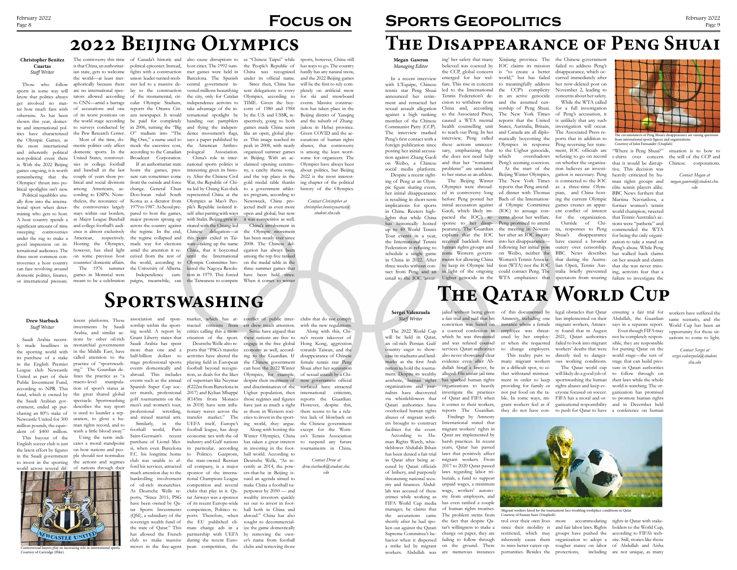# 2022 Beijing Olympics

**Christopher Benítez Cuartas**
*Staff Writer*

Those who follow sports in some way will know that politics always get involved no matter how much fans wish otherwise. As has been shown this year, domestic and international politics have characterized the Olympic Games, as the most international and inherently political non-political event there is. With the 2022 Beijing games ongoing, it is worth remembering that the Olympics' thrust into political spotlights isn't new.

Political squabbles usually flow into the international sport when determining who gets to host. A host country spends a significant amount of time sweeping controversies under the rug to make a good impression on international audiences. The three most common controversies a host country can face revolving around domestic politics, finance, or international pressure.

The controversy this time is that China, an authoritarian state, gets to welcome the world—at least metaphorically because there are no international spectators allowed according to CNN—amid a barrage of accusations and one of its worst positions on the world stage according to surveys conducted by the Pew Research Center.

Most of the time, domestic politics only affect domestic sports. In the United States, controversies in college football and baseball in the last couple of years show political and social divisions among Americans, according to ESPN. Nonetheless, the resonance of the controversies largely stays within our borders, as Major League Baseball and college football's audience is almost exclusively American, respectively. Hosting the Olympics, however, has shed light on some previous host countries' domestic affairs.

The 1976 summer games in Montreal were meant to be a celebration of Canada's historic and political epicenter. Instead, fights with a construction union leader-turned-mobster led to a massive delay to the construction of the monumental, circular Olympic Stadium, reports the Ottawa Citizen newspaper. It wouldn't be paid for completely in 2006, turning the "Big O" stadium into "The Big Owe," a name used to mock the excessive cost, according to the Canadian Broadcast Corporation.

If an authoritarian state hosts the games, pressure can sometimes come from the outside and force change. General Chun Doo-hwan ruled South Korea as a dictator from 1979 to 1987. As Seoul prepared to host the games, major protests sprung up across the country against the regime. In the end, the regime collapsed and made way for elections amid the attention it received from the rest of the world, according to the University of Alberta.

Independence campaigns, meanwhile, can also cause disruptions to host cities. The 1992 summer games were held in Barcelona. The Spanish central government invested millions beautifying the city, only for Catalan independence activists to take advantage of the international spotlight by handing out pamphlets and flying the independence movement's flags, says a paper published by the American Anthropological Association.

China's role in international sports politics is interesting given its history. After the Chinese Civil War, the Republic of China led by Chiang Kai-shek represented China at the Olympics as Mao's People's Republic isolated itself after parting with ways with Stalin. Beijing grew irritated with the Chiang-led Chinese delegation—at this point exiled in Taiwan—taking up the name China, that it boycotted until the International Olympic Committee brokered the Nagoya Resolution in 1979. This forced the Taiwanese to compete as "Chinese Taipei" while the People's Republic of China was recognized under its official name.

Since then, China has sent delegations to every Olympics, according to TIME. Given the boycotts of 1980 and 1984 by the U.S. and USSR, respectively, going to both games made China seem like an open, global player. This image reached its peak in 2008, with neatly organized summer games in Beijing. With an acclaimed opening ceremony, a catchy theme song, and the top place in the gold medal table thanks to a government athletics program, according to Newsweek, China projected itself as even more open and global, but now it was competitive as well.

China's involvement in the Olympic movement has been steady ever since 2008. The Chinese delegation has always been among the top five ranked on the medal table in the three summer games that have been held since. When it comes to winter sports, however, China still has ways to go. The country hardly has any natural snow, and the 2022 Beijing games will be the first to rely completely on artificial snow for ski and snowboard events. Massive construction has taken place in the Beijing district of Yanqing and the suburb of Zhangjiakou in Hebei province. Given COVID and the accusations of human rights abuses, that controversy is among the least worrisome for organizers. The Olympics have always been about politics, but Beijing 2022 is the most interesting chapter of the political history of the Olympics.

*Contact Christopher at christopher.benitezcuartas@student.shu.edu*

# Sportswashing

**Drew Starbuck**
*Staff Writer*

Saudi Arabia recently made headlines in the sporting world with its purchase of a stake in the English Premier League club Newcastle United as part of their Public Investment Fund, according to NPR. This fund, which is owned by the Saudi Arabian government, ended up purchasing an 80% stake of Newcastle United for 300 million pounds, the equivalent of $400 million.

This buyout of the English soccer club is just the latest effort by figures in the Saudi government to invest in the sporting world across several different platforms. These investments by Saudi Arabia, and similar actions by other oil-rich monarchical governments in the Middle East, have called attention to the practice of "sportswashing." The Guardian defines the practice as "a macro-level manipulation of sport's status as the great shared global spectacle. Sportswashing describes the way sport is used to launder a reputation, to gloss a human rights record, and to wash a little blood away."

Using the term indicates a moral standpoint on how nations and people should not normalize the actions and regimes of nations through their association and sponsorship within the sporting world. A report by Grant Liberty states that Saudi Arabia has spent more than one and a half-billion dollars to stage professional sports events domestically and abroad. This includes events such as the annual Spanish Super Cup soccer match, professional golf tournaments on the men's and women's tour, professional wrestling, and mixed martial arts.

Similarly, in the football world, Paris Saint-Germain's recent purchase of Lionel Messi, when even Barcelona F.C. his longtime home club was unable to afford his services, attracted much attention due to the bankrolling involvement of oil-rich monarchies. As Deutsche Welle reports, "Since 2011, PSG have been owned by Qatar Sports Investments (QSI), a subsidiary of the sovereign wealth fund of the state of Qatar." This has allowed the French club to make massive moves in the free-agent market, which has attracted criticism from critics calling this a monetization of the sport.

Deutsche Welle also reports that "PSG's transfer activities have altered the playing field in European football beyond recognition, as deals for the likes of superstars like Neymar (€222m from Barcelona in 2017) and Kylian Mbappé (€145m from Monaco in 2018) have sent inflationary waves across the transfer market." The UEFA itself, Europe's football league, has deep economic ties with the oil industry and Gulf nations in particular, according to Politico. Gazprom, the state-owned Russian oil company, is a major sponsor of the international Champions League competition and several clubs that play in it. Qatar Airways was a sponsor of its recent Europe-wide competition, Politico reports. Therefore, when the EU published climate change ads in a partnership with UEFA during the recent European competition, the conflict of public interest drew much attention.

Some have argued that these nations are free to engage in the free global economy as well, according to the Guardian. If the Chinese government can host the 2022 Winter Olympics, for example, despite their treatment of and discrimination of the Uighur population, then those regimes and figures have just as much a right as those in Western societies to invest in the sporting world, they argue.

Along with hosting the Winter Olympics, China has taken a great interest in investing in the football world. According to Deutsche Welle, "As recently as 2014, the powers-that-be in Beijing issued an agenda aimed to make China a football superpower by 2050 — and wealthy investors quickly set out to invest in football both in China and abroad." China has also sought to decommercialize the game domestically by removing the owner's name from football clubs and removing those clubs that do not comply with the new regulations.

Along with this, China's recent takeover of Hong Kong, aggression towards Taiwan, and the disappearance of Chinese female tennis star Peng Shuai after her accusation of sexual assault by a Chinese government official surfaced have attracted international criticism, reports the Guardian. However, despite this, there seems to be a relative lack of blowback on the Chinese government except for the Women's Tennis Association to suspend any future tournaments in China.

*Contact Drew at drew.starbuck@student.shu.edu*

Controversial buyers play an increasing role in international sports. Courtesy of Cartridge (Flikr).

# The Disappearance of Peng Shuai

**Megan Gawron**
*Managing Editor*

In a recent interview with L'Equipe, Chinese tennis star Peng Shuai announced her retirement and retracted her sexual assault allegation against a high ranking member of the Chinese Communist Party (CCP). The interview marked Peng's first contact with a foreign publication since posting her initial accusation against Zhang Gaoli on Weibo, a Chinese social media platform.

Despite a recent sighting of Peng at an Olympic figure skating event, her initial disappearance is resulting in short-term implications for sports in China. Reuters highlights that while China has historically hosted up to 40 World Tennis Tour events in a year, the International Tennis Federation is refusing to schedule a single game in China in 2022. After three weeks without contact from Peng and an email to the IOC 'assuring' her safety that many believed was coerced by the CCP, global concern emerged for her welfare. This rise in concern led to the International Tennis Federation's decision to withdraw from China and, according to the Associated Press, caused a WTA mental health counselling unit to reach out Peng. In her interview, Peng called these actions unnecessary, emphasizing that she does not need help and that her "romantic problems" are unrelated to her status as an athlete.

The Beijing Winter Olympics were shrouded in controversy long before Peng posted her initial accusation against Gaoli, which likely impacted the IOC's response to her disappearance. The Guardian explains that the IOC received backlash from human rights groups and some Western governments for allowing China to keep its Olympic bid in light of the ongoing Uighur genocide in the Xinjiang province. The IOC claims its mission is "to create a better world," but has failed to meaningfully address the CCP's complicity in an active genocide and the assumed censorship of Peng Shuai. The New York Times reports that the United States, Australia, Britain, and Canada are all diplomatically boycotting the Olympics in response to the Uighur genocide, which overshadows Peng's seeming coercion.

At the start of the Beijing Winter Olympics, The New York Times reports that Peng attended dinner with Thomas Bach of the International Olympic Committee (IOC) to assuage concerns about her welfare. Peng promised to attend the meeting in November after an IOC inquiry into her disappearance—following her initial post on Weibo, neither the Women's Tennis Association (WTA) nor the IOC could contact Peng. The WTA emphasizes that the Chinese government failed to address Peng's disappearance, which occurred immediately after her now-deleted post on November 2, leading to concerns about her safety.

While the WTA called for a full investigation of Peng's accusation, it is unlikely that any such investigation will occur. The Associated Press reports that in addition to Peng reversing her statement, IOC officials are refusing to go on record on whether the organization believes an investigation is necessary. Peng is connected to the IOC as a three-time Olympian, and China hosting the current Olympic games creates an apparent conflict of interest for the organization.

Outside of China, responses to Peng Shuai's disappearance have caused a broader outcry over censorship. BBC News describes that during the Australian Open, Tennis Australia briefly prevented spectators from wearing "Where is Peng Shuai?" t-shirts over concern that it would be disruptive. This decision was heavily criticized by human rights groups and elite tennis players alike. BBC News furthers that Martina Navratilova, a former women's tennis world champion, tweeted that Tennis Australia's actions were "pathetic" and commended the WTA for being the only organization to take a stand on Peng's abuse. While Peng has walked back claims on her assault and claims that she was never missing, activists fear that a failure to investigate the situation is to bow to the will of the CCP and Chinese corporations.

*Contact Megan at megan.gawron@student.shu.edu*

The circumstances of Peng Shuai's disappearance are raising questions from international sports figures and organizations. Courtesy of John Fornander (Unsplash)

# The Qatar World Cup

**Sergei Valenzuela**
*Staff Writer*

The 2022 World Cup will be held in Qatar, an oil-rich Persian Gulf country eager to showcase its stadiums and landmarks as the first Arab nation to hold the tournament. Despite its wealthy aesthetic, human rights organizations and journalists have discovered Qatari authorities have overlooked human rights abuses of migrant workers brought to construct facilities for the event.

According to Human Rights Watch, whistleblower Abdullah Ibhais has been denied a fair trial in Qatar after being accused by Qatari officials of bribery, and purposely threatening national security and finances. Abdullah was accused of these crimes while working as FIFA World Cup media manager, he claims that the accusations came shortly after he had spoken out against the Qatari Supreme Committee's behavior when it dispersed a strike led by migrant workers. Abdullah was jailed without being given a fair trial and said that his conviction was based on a coerced confession in which he was threatened and was refused counsel services. Qatari authorities also never showcased clear evidence even after Abdullah hired a lawyer, he alleged. His unfair jail time has sparked human rights organizations to heavily investigate the practices of Qatar and FIFA when it comes to their workers, reports The Guardian.

Findings by Amnesty International stated that migrant workers' rights in Qatar are implemented by harsh practices. In recent years, Qatar has passed laws that positively affect migrant workers. From 2017 to 2020 Qatar passed laws regarding labor tribunals, a fund to support unpaid wages, a minimum wage, workers' autonomy from employers, and has even ratified a couple of human rights treaties. The problem stems from the fact that despite Qatar's willingness to make a change on paper, they are failing to follow through on the ground. There are numerous instances of this documented by Amnesty, including one instance where a female employee was threatened by her employer when she requested to change employers.

This reality puts so many migrant workers in a difficult spot, to either withstand mistreatment in order to keep providing for family or not put food on the table. In some ways, migrant workers feel as if they do not have control over their own lives since their mobility is restricted, which may inherently cause them to miss better career opportunities. Besides the legal obstacles that Qatar has implemented on their migrant workers, Amnesty found that in August 2021, Qatari authorities failed to look into migrant workers' deaths that were directly tied to dangerous working conditions.

The Qatar world cup will likely do a good job of sportswashing the human rights abuses and keep everyone focused on soccer. FIFA has a moral and organizational responsibility to push for Qatar to have more accommodating and fair labor laws. Rights groups have pushed the organization to adopt a tougher stance on labor protections, including ensuring a fair trial for Abdullah, the Guardian says in a separate report.

Even though FIFA may not be completely responsible, they are responsible for putting Qatar on the world stage—the sort of stage that can build pressure in Qatari authorities to follow through on their laws while the whole world is watching. The organization has promised to promote human rights and in December held a conference on human rights in Qatar with stakeholders to the World Cup, according to FIFA's website. Still, stories like those of Abdullah and Aisha are not unique, as many workers have suffered the same scenario, and the World Cup has been an opportunity for those situations to come to light.

*Contact Sergei at sergei.valenzuela@student.shu.edu*

Migrant workers hired for the tournament face troubling workplace conditions in Qatar. Courtesy of Fauzan Saari (Unsplash)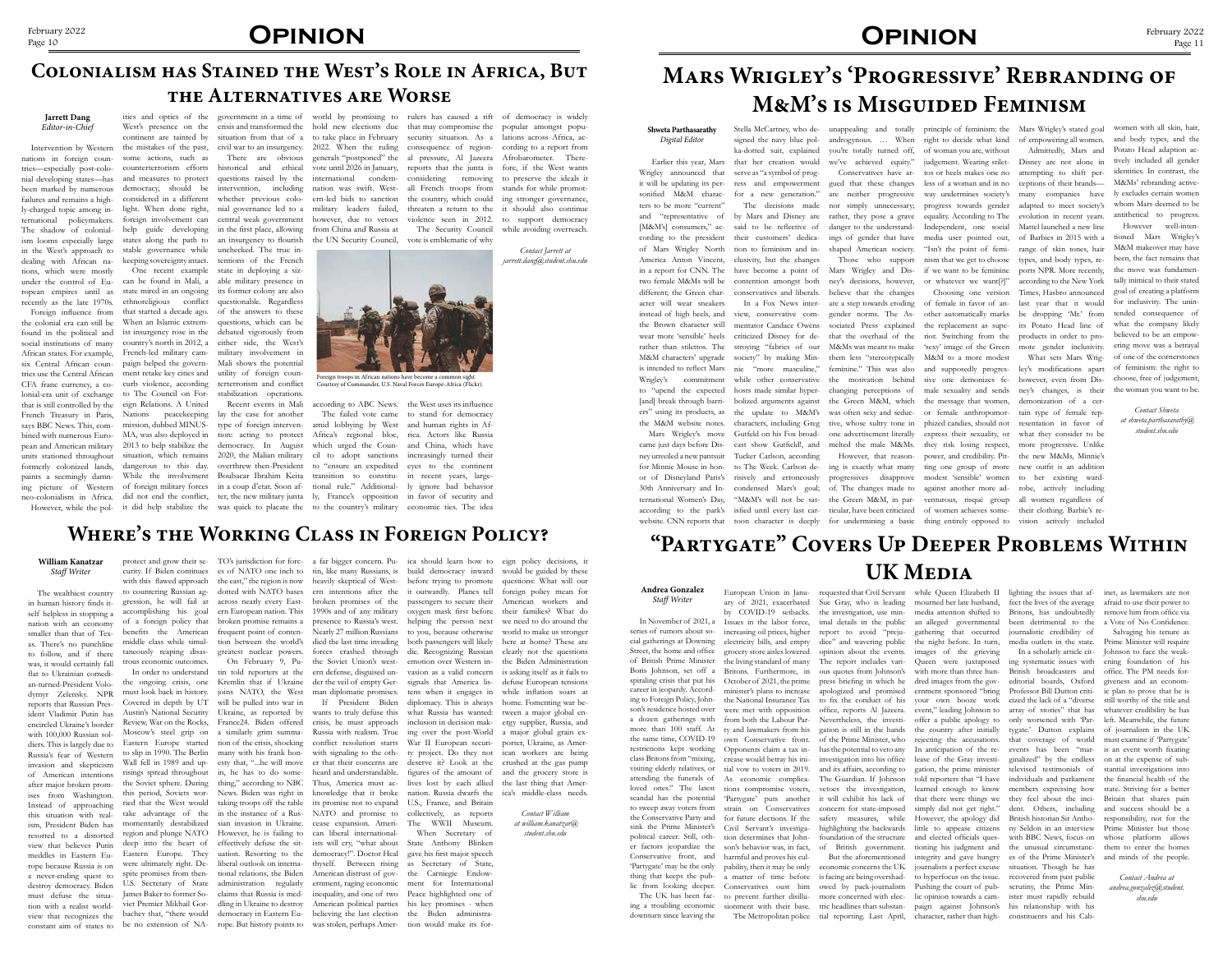# Opinion

## Colonialism has Stained the West's Role in Africa, But the Alternatives are Worse

**Jarrett Dang**
*Editor-in-Chief*

Intervention by Western nations in foreign countries—especially post-colonial developing states—has been marked by numerous failures and remains a highly-charged topic among international policymakers. The shadow of colonialism looms especially large in the West's approach to dealing with African nations, which were mostly under the control of European empires until as recently as the late 1970s.

Foreign influence from the colonial era can still be found in the political and social institutions of many African states. For example, six Central African countries use the Central African CFA franc currency, a colonial-era unit of exchange that is still controlled by the French Treasury in Paris, says BBC News. This, combined with numerous European and American military units stationed throughout formerly colonized lands, paints a seemingly damning picture of Western neo-colonialism in Africa.

However, while the politics and optics of the West's presence on the continent are tainted by the mistakes of the past, some actions, such as counterterrorism efforts and measures to protect democracy, should be considered in a different light. When done right, foreign involvement can help guide developing states along the path to stable governance while keeping sovereignty intact.

One recent example can be found in Mali, a state mired in an ongoing ethnoreligious conflict that started a decade ago. When an Islamic extremist insurgency rose in the country's north in 2012, a French-led military campaign helped the government retake key cities and curb violence, according to The Council on Foreign Relations. A United Nations peacekeeping mission, dubbed MINUSMA, was also deployed in 2013 to help stabilize the situation, which remains dangerous to this day. While the involvement of foreign military forces did not end the conflict, it did help stabilize the government in a time of crisis and transformed the situation from that of a civil war to an insurgency.

There are obvious historical and ethical questions raised by the intervention, including whether previous colonial governance led to a central weak government in the first place, allowing an insurgency to flourish unchecked. The true intentions of the French state in deploying a sizable military presence in its former colony are also questionable. Regardless of the answers to these questions, which can be debated vigorously from either side, the West's military involvement in Mali shows the potential utility of foreign counterterrorism and conflict stabilization operations.

Recent events in Mali lay the case for another type of foreign intervention: acting to protect democracy. In August 2020, the Malian military overthrew then-President Boubacar Ibrahim Keita in a coup d'etat. Soon after, the new military junta was quick to placate the world by promising to hold new elections due to take place in February 2022. When the ruling generals "postponed" the vote until 2026 in January, international condemnation was swift. Western-led bids to sanction the military leaders failed, however, due to vetoes from China and Russia at the UN Security Council, according to ABC News.

Foreign troops in African nations have become a common sight. Courtesy of Commander, U.S. Naval Forces Europe-Africa (Flickr).

The failed vote came amid lobbying by West Africa's regional bloc, which urged the Council to adopt sanctions to "ensure an expedited transition to constitutional rule." Additionally, France's opposition to the country's military rulers has caused a rift that may compromise the security situation. As a consequence of regional pressure, Al Jazeera reports that the junta is considering removing all French troops from the country, which could threaten a return to the violence seen in 2012.

The Security Council vote is emblematic of why the West uses its influence to stand for democracy and human rights in Africa. Actors like Russia and China, which have increasingly turned their eyes to the continent in recent years, largely ignore bad behavior in favor of security and economic ties. The idea of democracy is widely popular amongst populations across Africa, according to a report from Afrobarometer. Therefore, if the West wants to preserve the ideals it stands for while promoting stronger governance, it should also continue to support democracy while avoiding overreach.

*Contact Jarrett at jarrett.dang@student.shu.edu*

## Where's the Working Class in Foreign Policy?

**William Kanatzar**
*Staff Writer*

The wealthiest country in human history finds itself helpless in stopping a nation with an economy smaller than that of Texas. There's no punchline to follow, and if there was, it would certainly fall flat to Ukrainian comedian-turned-President Volodymyr Zelensky. NPR reports that Russian President Vladimir Putin has encircled Ukraine's border with 100,000 Russian soldiers. This is largely due to Russia's fear of Western invasion and skepticism of American intentions after major broken promises from Washington. Instead of approaching this situation with realism, President Biden has resorted to a distorted view that believes Putin meddles in Eastern Europe because Russia is on a never-ending quest to destroy democracy. Biden must defuse the situation with a realist worldview that recognizes the constant aim of states to protect and grow their security. If Biden continues with this flawed approach to countering Russian aggression, he will fail at accomplishing his goal of a foreign policy that benefits the American middle class while simultaneously reaping disastrous economic outcomes.

In order to understand the ongoing crisis, one must look back in history. Covered in depth by UT Austin's National Security Review, War on the Rocks, Moscow's steel grip on Eastern Europe started to slip in 1990. The Berlin Wall fell in 1989 and uprisings spread throughout the Soviet sphere. During this period, Soviets worried that the West would take advantage of the momentarily destabilized region and plunge NATO deep into the heart of Eastern Europe. They were ultimately right. Despite promises from then-U.S. Secretary of State James Baker to former Soviet Premier Mikhail Gorbachev that, "there would be no extension of NATO's jurisdiction for forces of NATO one inch to the east," the region is now dotted with NATO bases across nearly every Eastern European nation. This broken promise remains a frequent point of contention between the world's greatest nuclear powers.

On February 9, Putin told reporters at the Kremlin that if Ukraine joins NATO, the West will be pulled into war in Ukraine, as reported by France24. Biden offered a similarly grim summation of the crisis, shocking many with his frank honesty that, "...he will move in, he has to do something," according to NBC News. Biden was right in taking troops off the table in the instance of a Russian invasion in Ukraine. However, he is failing to effectively defuse the situation. Resorting to the liberal outlook on international relations, the Biden administration regularly claims that Russia is meddling in Ukraine to destroy democracy in Eastern Europe. But history points to a far bigger concern. Putin, like many Russians, is heavily skeptical of Western intentions after the broken promises of the 1990s and of any military presence to Russia's west. Nearly 27 million Russians died the last time invading forces crashed through the Soviet Union's western defense, disguised under the veil of empty German diplomatic promises.

If President Biden wants to truly defuse this crisis, he must approach Russia with realism. True conflict resolution starts with signaling to the other that their concerns are heard and understandable. Thus, America must acknowledge that it broke its promise not to expand NATO and promise to cease expansion. American liberal internationalists will cry, "what about democracy!". Doctor Heal thyself. Between rising American distrust of government, raging economic inequality, and one of two American political parties believing the last election was stolen, perhaps America should learn how to build democracy inward before trying to promote it outwardly. Planes tell passengers to secure their oxygen mask first before helping the person next to you, because otherwise both passengers will likely die. Recognizing Russian emotion over Western invasion as a valid concern signals that America listens when it engages in diplomacy. This is always what Russia has wanted: inclusion in decision making over the post-World War II European security project. Do they not deserve it? Look at the figures of the amount of lives lost by each allied nation. Russia dwarfs the U.S., France, and Britain collectively, as reports The WWII Museum.

When Secretary of State Anthony Blinken gave his first major speech as Secretary of State, the Carnegie Endowment for International Peace highlighted one of his key promises - when the Biden administration would make its foreign policy decisions, it would be guided by these questions: What will our foreign policy mean for American workers and their families? What do we need to do around the world to make us stronger here at home? These are clearly not the questions the Biden Administration is asking itself as it fails to defuse European tensions while inflation soars at home. Fomenting war between a major global energy supplier, Russia, and a major global grain exporter, Ukraine, are American workers are being crushed at the gas pump and the grocery store is the last thing that America's middle-class needs.

*Contact William at william.kanatzar@student.shu.edu*

## Mars Wrigley's 'Progressive' Rebranding of M&M's is Misguided Feminism

**Shweta Parthasarathy**
*Digital Editor*

Earlier this year, Mars Wrigley announced that it will be updating its personified M&M characters to be more "current" and "representative of [M&M's] consumers," according to the president of Mars Wrigley North America Anton Vincent, in a report for CNN. The two female M&Ms will be different; the Green character will wear sneakers instead of high heels, and the Brown character will wear more 'sensible' heels rather than stilettos. The M&M characters' upgrade is intended to reflect Mars Wrigley's commitment to "upend the expected [and] break through barriers" using its products, as the M&M website notes.

Mars Wrigley's move came just days before Disney unveiled a new pantsuit for Minnie Mouse in honor of Disneyland Paris's 30th Anniversary and International Women's Day, according to the park's website. CNN reports that Stella McCartney, who designed the navy blue polka-dotted suit, explained that her creation would serve as "a symbol of progress and empowerment for a new generation."

The decisions made by Mars and Disney are said to be reflective of their customers' dedication to feminism and inclusivity, but the changes have become a point of contention amongst both conservatives and liberals.

In a Fox News interview, conservative commentator Candace Owens criticized Disney for destroying "fabrics of our society" by making Minnie "more masculine," while other conservative hosts made similar hyperbolized arguments against the update to M&M's characters, including Greg Gutfeld on his Fox broadcast show Gutfeld!, and Tucker Carlson, according to The Week. Carlson derisively and erroneously condensed Mars's goal; "M&M's will not be satisfied until every last cartoon character is deeply unappealing and totally androgynous. … When you're totally turned off, we've achieved equity."

Conservatives have argued that these changes are neither progressive nor simply unnecessary; rather, they pose a grave danger to the understandings of gender that have shaped American society.

Those who support Mars Wrigley and Disney's decisions, however, believe that the changes are a step towards eroding gender norms. The Associated Press explained that the overhaul of the M&Ms was meant to make them less "stereotypically feminine." This was also the motivation behind changing perceptions of the Green M&M, which was often sexy and seductive, whose sultry tone in one advertisement literally melted the male M&Ms.

However, that reasoning is exactly what many progressives disapprove of. The changes made to the Green M&M, in particular, have been criticized for undermining a basic principle of feminism: the right to decide what kind of woman you are, without judgement. Wearing stilettos or heels makes one no less of a woman and in no way undermines society's progress towards gender equality. According to The Independent, one social media user pointed out, "Isn't the point of feminism that we get to choose if we want to be feminine or whatever we want[?]"

Choosing one version of female in favor of another automatically marks the replacement as superior. Switching from the 'sexy' image of the Green M&M to a more modest and supposedly progressive one demonizes female sexuality and sends the message that women, or female anthropomorphized candies, should not express their sexuality, or they risk losing respect, power, and credibility. Pitting one group of more modest 'sensible' women against another more adventurous, risqué group of women achieves something entirely opposed to Mars Wrigley's stated goal of empowering all women.

Admittedly, Mars and Disney are not alone in attempting to shift perceptions of their brands—many companies have adapted to meet society's evolution in recent years. Mattel launched a new line of Barbies in 2015 with a range of skin tones, hair types, and body types, reports NPR. More recently, according to the New York Times, Hasbro announced last year that it would be dropping 'Mr.' from its Potato Head line of products in order to promote gender inclusivity.

What sets Mars Wrigley's modifications apart however, even from Disney's changes, is their demonization of a certain type of female representation in favor of what they consider to be more progressive. Unlike the new M&Ms, Minnie's new outfit is an addition to her existing wardrobe, actively including all women regardless of their clothing. Barbie's revision actively included women with all skin, hair, and body types, and the Potato Head adaption actively included all gender identities. In contrast, the M&Ms' rebranding actively excludes certain women whom Mars deemed to be antithetical to progress.

However well-intentioned Mars Wrigley's M&M makeover may have been, the fact remains that the move was fundamentally inimical to their stated goal of creating a platform for inclusivity. The unintended consequence of what the company likely believed to be an empowering move was a betrayal of one of the cornerstones of feminism: the right to choose, free of judgement, the woman you want to be.

*Contact Shweta at shweta.parthasarathy@student.shu.edu*

## "Partygate" Covers Up Deeper Problems Within UK Media

**Andrea Gonzalez**
*Staff Writer*

In November of 2021, a series of rumors about social gatherings at Downing Street, the home and office of British Prime Minister Boris Johnson, set off a spiraling crisis that put his career in jeopardy. According to Foreign Policy, Johnson's residence hosted over a dozen gatherings with more than 100 staff. At the same time, COVID-19 restrictions kept working class Britons from "mixing, visiting elderly relatives, or attending the funerals of loved ones." The latest scandal has the potential to sweep away voters from the Conservative Party and sink the Prime Minister's political career. Still, other factors jeopardize the Conservative front, and 'Partygate' may be the only thing that keeps the public from looking deeper.

The UK has been facing a troubling economic downturn since leaving the European Union in January of 2020, exacerbated by COVID-19 setbacks. Issues in the labor force, increasing oil prices, higher electricity bills, and empty grocery store aisles lowered the living standard of many Britons. Furthermore, in October of 2021, the prime minister's plans to increase the National Insurance Tax were met with opposition from both the Labour Party and lawmakers from his own Conservative front. Opponents claim a tax increase would betray his initial vow to voters in 2019.

As economic complications compromise voters, 'Partygate' puts another strain on Conservatives for future elections. If the Civil Servant's investigation determines that Johnson's behavior was, in fact, harmful and proves his culpability, then it may only be a matter of time before Conservatives oust him to prevent further disillusionment with their base.

The Metropolitan police requested that Civil Servant Sue Gray, who is leading the investigation, use minimal details in the public report to avoid "prejudice" and wavering public opinion about the events. The report includes various quotes from Johnson's press briefing in which he apologized and promised to fix the conduct of his office, reports Al Jazeera. Nevertheless, the investigation is still in the hands of the Prime Minister, who has the potential to veto any investigation into his office and its affairs, according to The Guardian. If Johnson vetoes the investigation, it will exhibit his lack of concern for state-imposed safety measures, while highlighting the backwards foundation of the structure of British government.

But the aforementioned economic concerns the UK is facing are being overshadowed by pack-journalism more concerned with electric headlines than substantial reporting. Last April, while Queen Elizabeth II mourned her late husband, media attention shifted to an alleged governmental gathering that occurred the night before. In turn, images of the grieving Queen were juxtaposed with more than three hundred images from the government sponsored "bring your own booze work event," leading Johnson to offer a public apology to the country after initially rejecting the accusations. In anticipation of the release of the Gray investigation, the prime minister told reporters that "I have learned enough to know that there were things we simply did not get right." However, the apology did little to appease citizens and elected officials questioning his judgment and integrity and gave hungry journalists a perfect excuse to hyperfocus on the issue. Pushing the court of public opinion towards a campaign against Johnson's character, rather than highlighting the issues that affect the lives of the average Britons, has undoubtedly been detrimental to the journalistic credibility of media outlets in the state.

In a scholarly article citing systematic issues with British broadcasters and editorial boards, Oxford Professor Bill Dutton criticized the lack of a "diverse array of stories" that has only worsened with 'Partygate.' Dutton explains that coverage of world events has been "marginalized" by the endless televised testimonials of individuals and parliament members expressing how they feel about the incident. Others, including British historian Sir Anthony Seldon in an interview with BBC News, focus on the unusual circumstances of the Prime Minister's situation. Though he has recovered from past public scrutiny, the Prime Minister must rapidly rebuild his relationship with his constituents and his Cabinet, as lawmakers are not afraid to use their power to remove him from office via a Vote of No Confidence.

Salvaging his tenure as Prime Minister will require Johnson to face the weakening foundation of his office. The PM needs forgiveness and an economic plan to prove that he is still worthy of the title and whatever credibility he has left. Meanwhile, the future of journalism in the UK must examine if 'Partygate' is an event worth fixating on at the expense of substantial investigations into the financial health of the state. Striving for a better Britain that shares pain and success should be a responsibility, not for the Prime Minister but those whose platform allows them to enter the homes and minds of the people.

*Contact Andrea at andrea.gonzalez@student.shu.edu*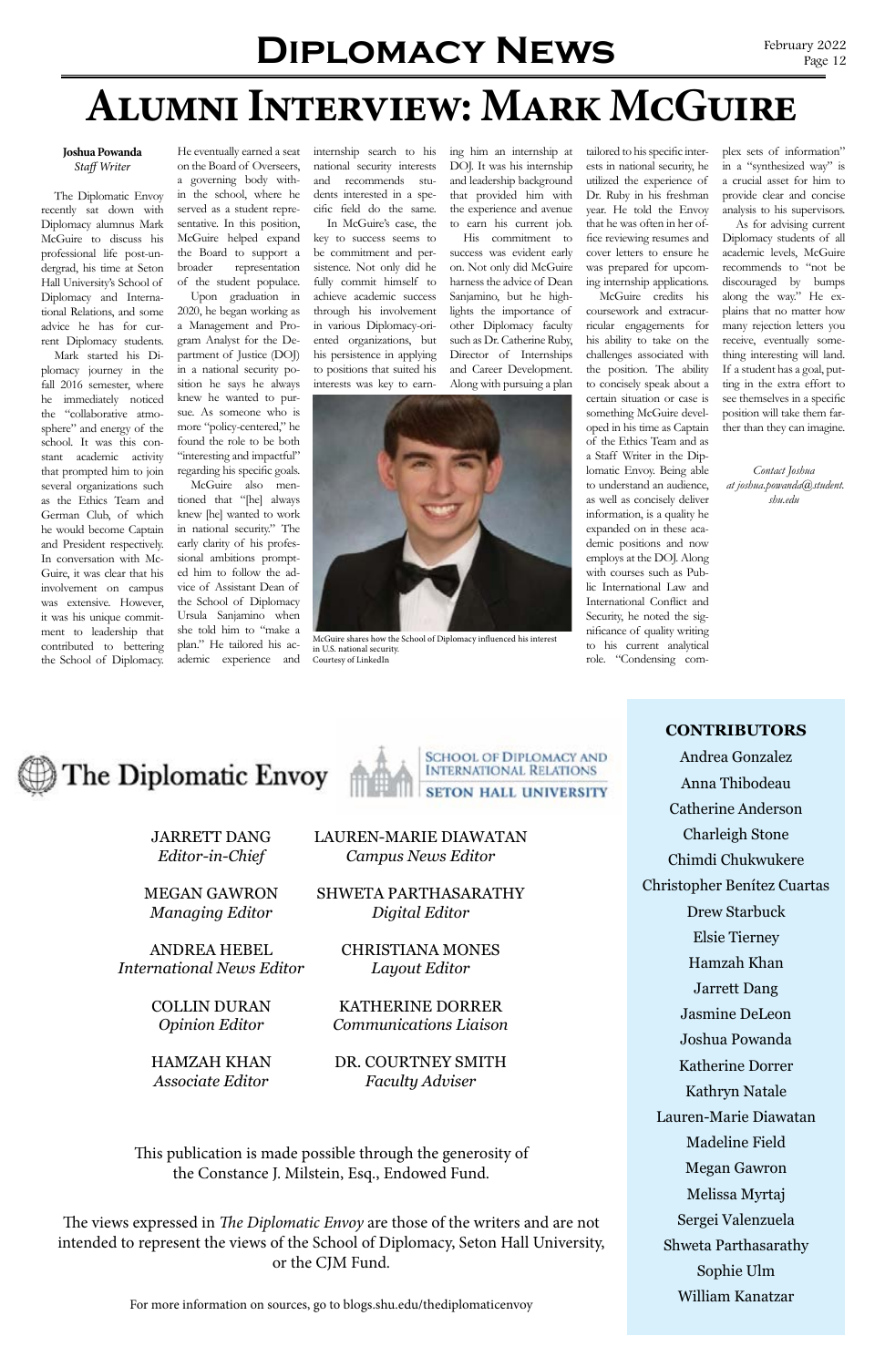# Alumni Interview: Mark McGuire

**Joshua Powanda**
*Staff Writer*

The Diplomatic Envoy recently sat down with Diplomacy alumnus Mark McGuire to discuss his professional life post-undergrad, his time at Seton Hall University's School of Diplomacy and International Relations, and some advice he has for current Diplomacy students.

Mark started his Diplomacy journey in the fall 2016 semester, where he immediately noticed the "collaborative atmosphere" and energy of the school. It was this constant academic activity that prompted him to join several organizations such as the Ethics Team and German Club, of which he would become Captain and President respectively. In conversation with McGuire, it was clear that his involvement on campus was extensive. However, it was his unique commitment to leadership that contributed to bettering the School of Diplomacy. He eventually earned a seat on the Board of Overseers, a governing body within the school, where he served as a student representative. In this position, McGuire helped expand the Board to support a broader representation of the student populace.

Upon graduation in 2020, he began working as a Management and Program Analyst for the Department of Justice (DOJ) in a national security position he says he always knew he wanted to pursue. As someone who is more "policy-centered," he found the role to be both "interesting and impactful" regarding his specific goals.

McGuire also mentioned that "[he] always knew [he] wanted to work in national security." The early clarity of his professional ambitions prompted him to follow the advice of Assistant Dean of the School of Diplomacy Ursula Sanjamino when she told him to "make a plan." He tailored his academic experience and internship search to his national security interests and recommends students interested in a specific field do the same.

In McGuire's case, the key to success seems to be commitment and persistence. Not only did he fully commit himself to achieve academic success through his involvement in various Diplomacy-oriented organizations, but his persistence in applying to positions that suited his interests was key to earning him an internship at DOJ. It was his internship and leadership background that provided him with the experience and avenue to earn his current job.

His commitment to success was evident early on. Not only did McGuire harness the advice of Dean Sanjamino, but he highlights the importance of other Diplomacy faculty such as Dr. Catherine Ruby, Director of Internships and Career Development. Along with pursuing a plan tailored to his specific interests in national security, he utilized the experience of Dr. Ruby in his freshman year. He told the Envoy that he was often in her office reviewing resumes and cover letters to ensure he was prepared for upcoming internship applications.

McGuire shares how the School of Diplomacy influenced his interest in U.S. national security.
Courtesy of LinkedIn

McGuire credits his coursework and extracurricular engagements for his ability to take on the challenges associated with the position. The ability to concisely speak about a certain situation or case is something McGuire developed in his time as Captain of the Ethics Team and as a Staff Writer in the Diplomatic Envoy. Being able to understand an audience, as well as concisely deliver information, is a quality he expanded on in these academic positions and now employs at the DOJ. Along with courses such as Public International Law and International Conflict and Security, he noted the significance of quality writing to his current analytical role. "Condensing complex sets of information" in a "synthesized way" is a crucial asset for him to provide clear and concise analysis to his supervisors.

As for advising current Diplomacy students of all academic levels, McGuire recommends to "not be discouraged by bumps along the way." He explains that no matter how many rejection letters you receive, eventually something interesting will land. If a student has a goal, putting in the extra effort to see themselves in a specific position will take them farther than they can imagine.

*Contact Joshua at joshua.powanda@student.shu.edu*

---

The Diplomatic Envoy

School of Diplomacy and International Relations
Seton Hall University

JARRETT DANG
*Editor-in-Chief*

MEGAN GAWRON
*Managing Editor*

ANDREA HEBEL
*International News Editor*

COLLIN DURAN
*Opinion Editor*

HAMZAH KHAN
*Associate Editor*

LAUREN-MARIE DIAWATAN
*Campus News Editor*

SHWETA PARTHASARATHY
*Digital Editor*

CHRISTIANA MONES
*Layout Editor*

KATHERINE DORRER
*Communications Liaison*

DR. COURTNEY SMITH
*Faculty Adviser*

This publication is made possible through the generosity of the Constance J. Milstein, Esq., Endowed Fund.

The views expressed in *The Diplomatic Envoy* are those of the writers and are not intended to represent the views of the School of Diplomacy, Seton Hall University, or the CJM Fund.

For more information on sources, go to blogs.shu.edu/thediplomaticenvoy

**CONTRIBUTORS**

Andrea Gonzalez
Anna Thibodeau
Catherine Anderson
Charleigh Stone
Chimdi Chukwukere
Christopher Benítez Cuartas
Drew Starbuck
Elsie Tierney
Hamzah Khan
Jarrett Dang
Jasmine DeLeon
Joshua Powanda
Katherine Dorrer
Kathryn Natale
Lauren-Marie Diawatan
Madeline Field
Megan Gawron
Melissa Myrtaj
Sergei Valenzuela
Shweta Parthasarathy
Sophie Ulm
William Kanatzar